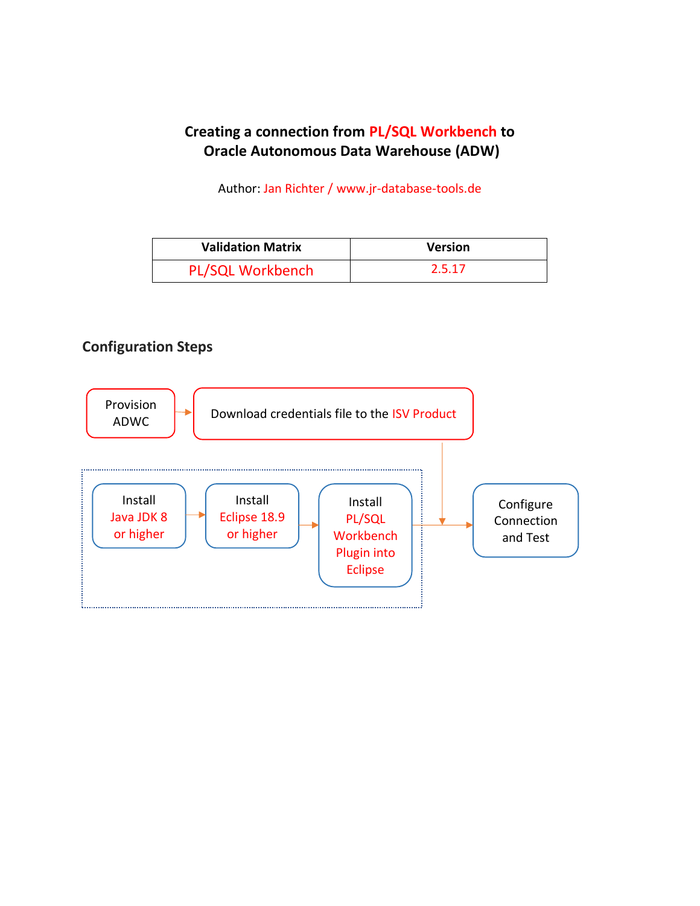# Creating a connection from PL/SQL Workbench to Oracle Autonomous Data Warehouse (ADW)

Author: Jan Richter / www.jr-database-tools.de

| Validation Matrix | Version |
| --- | --- |
| PL/SQL Workbench | 2.5.17 |

## Configuration Steps

Provision ADWC

Download credentials file to the ISV Product

Install Java JDK 8 or higher

Install Eclipse 18.9 or higher

Install PL/SQL Workbench Plugin into Eclipse

Configure Connection and Test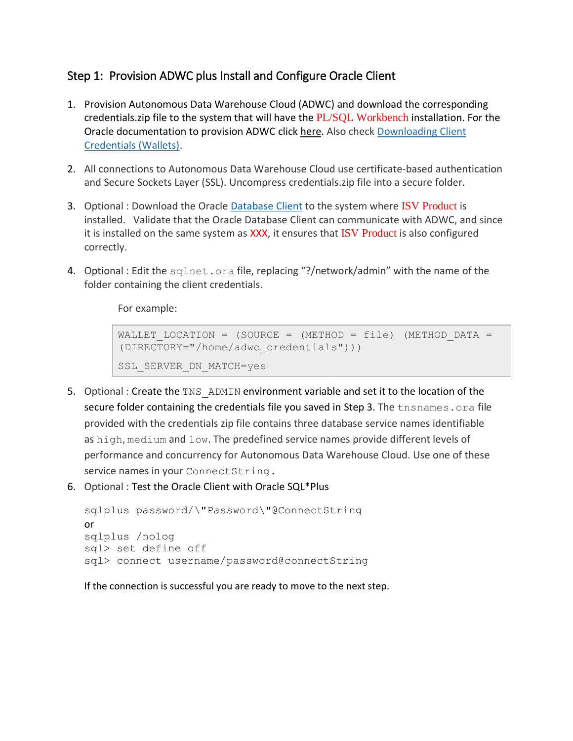## Step 1: Provision ADWC plus Install and Configure Oracle Client

1. Provision Autonomous Data Warehouse Cloud (ADWC) and download the corresponding credentials.zip file to the system that will have the PL/SQL Workbench installation. For the Oracle documentation to provision ADWC click here. Also check Downloading Client Credentials (Wallets).

2. All connections to Autonomous Data Warehouse Cloud use certificate-based authentication and Secure Sockets Layer (SSL). Uncompress credentials.zip file into a secure folder.

3. Optional : Download the Oracle Database Client to the system where ISV Product is installed. Validate that the Oracle Database Client can communicate with ADWC, and since it is installed on the same system as XXX, it ensures that ISV Product is also configured correctly.

4. Optional : Edit the `sqlnet.ora` file, replacing "?/network/admin" with the name of the folder containing the client credentials.

   For example:

   ```
   WALLET_LOCATION = (SOURCE = (METHOD = file) (METHOD_DATA =
   (DIRECTORY="/home/adwc_credentials")))
   SSL_SERVER_DN_MATCH=yes
   ```

5. Optional : Create the `TNS_ADMIN` environment variable and set it to the location of the secure folder containing the credentials file you saved in Step 3. The `tnsnames.ora` file provided with the credentials zip file contains three database service names identifiable as `high`, `medium` and `low`. The predefined service names provide different levels of performance and concurrency for Autonomous Data Warehouse Cloud. Use one of these service names in your `ConnectString`.

6. Optional : Test the Oracle Client with Oracle SQL*Plus

   ```
   sqlplus password/\"Password\"@ConnectString
   ```
   or
   ```
   sqlplus /nolog
   sql> set define off
   sql> connect username/password@connectString
   ```

   If the connection is successful you are ready to move to the next step.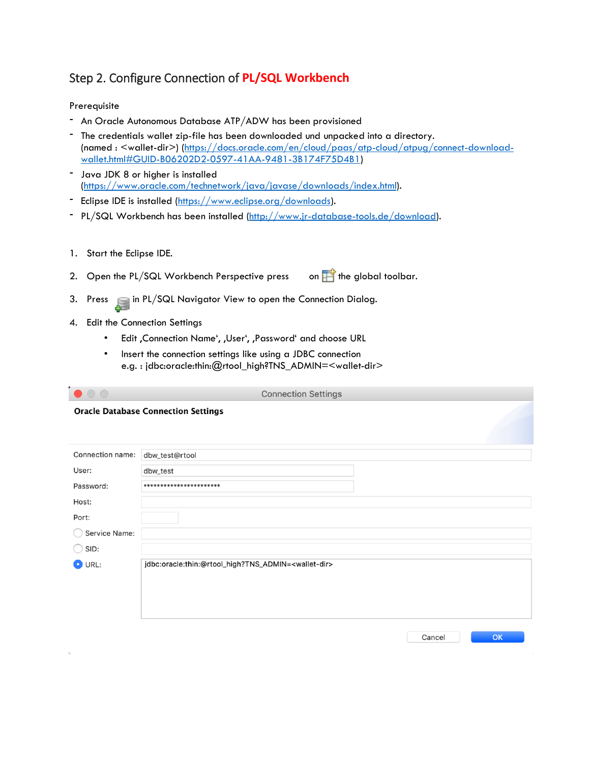## Step 2. Configure Connection of PL/SQL Workbench

Prerequisite

- An Oracle Autonomous Database ATP/ADW has been provisioned
- The credentials wallet zip-file has been downloaded und unpacked into a directory. (named : <wallet-dir>) (https://docs.oracle.com/en/cloud/paas/atp-cloud/atpug/connect-download-wallet.html#GUID-B06202D2-0597-41AA-9481-3B174F75D4B1)
- Java JDK 8 or higher is installed (https://www.oracle.com/technetwork/java/javase/downloads/index.html).
- Eclipse IDE is installed (https://www.eclipse.org/downloads).
- PL/SQL Workbench has been installed (http://www.jr-database-tools.de/download).

1. Start the Eclipse IDE.
2. Open the PL/SQL Workbench Perspective press on the global toolbar.
3. Press in PL/SQL Navigator View to open the Connection Dialog.
4. Edit the Connection Settings
   - Edit ‚Connection Name', ‚User', ‚Password' and choose URL
   - Insert the connection settings like using a JDBC connection
     e.g. : jdbc:oracle:thin:@rtool_high?TNS_ADMIN=<wallet-dir>

Connection Settings

**Oracle Database Connection Settings**

Connection name: dbw_test@rtool

User: dbw_test

Password: ***********************

Host:

Port:

Service Name:

SID:

URL: jdbc:oracle:thin:@rtool_high?TNS_ADMIN=<wallet-dir>

Cancel OK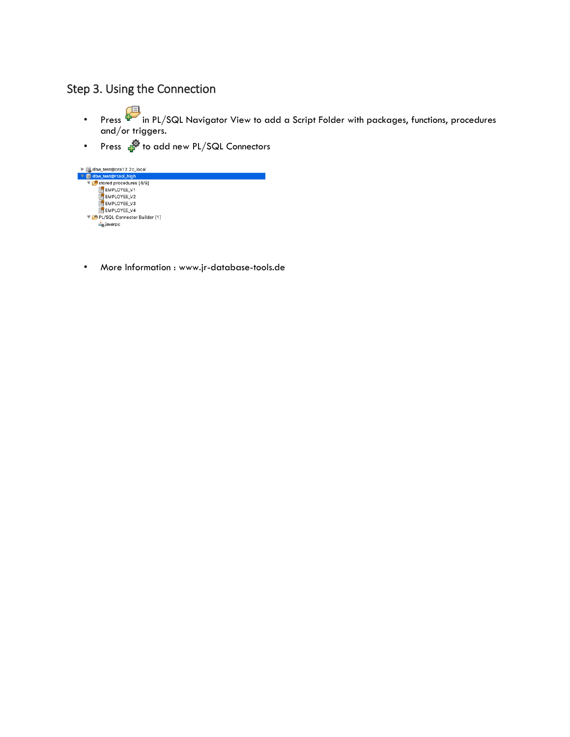## Step 3. Using the Connection

- Press in PL/SQL Navigator View to add a Script Folder with packages, functions, procedures and/or triggers.
- Press to add new PL/SQL Connectors

- More Information : www.jr-database-tools.de